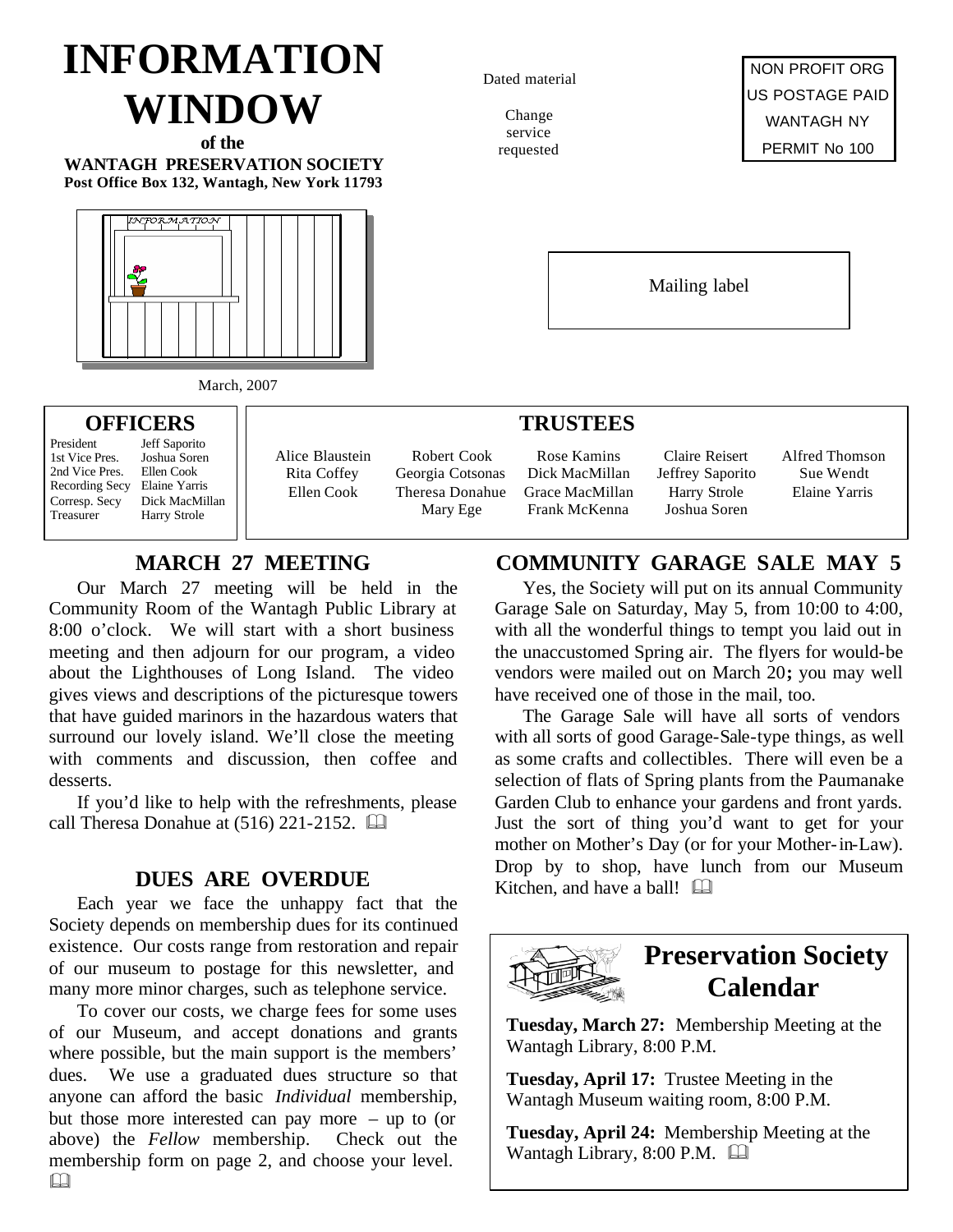# INFORMATION WINDOW

**of the**

**WANTAGH PRESERVATION SOCIETY**
**Post Office Box 132, Wantagh, New York 11793**

Dated material

Change service requested

NON PROFIT ORG
US POSTAGE PAID
WANTAGH NY
PERMIT No 100

Mailing label

March, 2007

## OFFICERS

| | |
|---|---|
| President | Jeff Saporito |
| 1st Vice Pres. | Joshua Soren |
| 2nd Vice Pres. | Ellen Cook |
| Recording Secy | Elaine Yarris |
| Corresp. Secy | Dick MacMillan |
| Treasurer | Harry Strole |

## TRUSTEES

| | | | | |
|---|---|---|---|---|
| Alice Blaustein | Robert Cook | Rose Kamins | Claire Reisert | Alfred Thomson |
| Rita Coffey | Georgia Cotsonas | Dick MacMillan | Jeffrey Saporito | Sue Wendt |
| Ellen Cook | Theresa Donahue | Grace MacMillan | Harry Strole | Elaine Yarris |
| | Mary Ege | Frank McKenna | Joshua Soren | |

## MARCH 27 MEETING

Our March 27 meeting will be held in the Community Room of the Wantagh Public Library at 8:00 o'clock. We will start with a short business meeting and then adjourn for our program, a video about the Lighthouses of Long Island. The video gives views and descriptions of the picturesque towers that have guided marinors in the hazardous waters that surround our lovely island. We'll close the meeting with comments and discussion, then coffee and desserts.

If you'd like to help with the refreshments, please call Theresa Donahue at (516) 221-2152. 🕮

## DUES ARE OVERDUE

Each year we face the unhappy fact that the Society depends on membership dues for its continued existence. Our costs range from restoration and repair of our museum to postage for this newsletter, and many more minor charges, such as telephone service.

To cover our costs, we charge fees for some uses of our Museum, and accept donations and grants where possible, but the main support is the members' dues. We use a graduated dues structure so that anyone can afford the basic *Individual* membership, but those more interested can pay more – up to (or above) the *Fellow* membership. Check out the membership form on page 2, and choose your level. 🕮

## COMMUNITY GARAGE SALE MAY 5

Yes, the Society will put on its annual Community Garage Sale on Saturday, May 5, from 10:00 to 4:00, with all the wonderful things to tempt you laid out in the unaccustomed Spring air. The flyers for would-be vendors were mailed out on March 20**;** you may well have received one of those in the mail, too.

The Garage Sale will have all sorts of vendors with all sorts of good Garage-Sale-type things, as well as some crafts and collectibles. There will even be a selection of flats of Spring plants from the Paumanake Garden Club to enhance your gardens and front yards. Just the sort of thing you'd want to get for your mother on Mother's Day (or for your Mother-in-Law). Drop by to shop, have lunch from our Museum Kitchen, and have a ball! 🕮

## Preservation Society Calendar

**Tuesday, March 27:** Membership Meeting at the Wantagh Library, 8:00 P.M.

**Tuesday, April 17:** Trustee Meeting in the Wantagh Museum waiting room, 8:00 P.M.

**Tuesday, April 24:** Membership Meeting at the Wantagh Library, 8:00 P.M. 🕮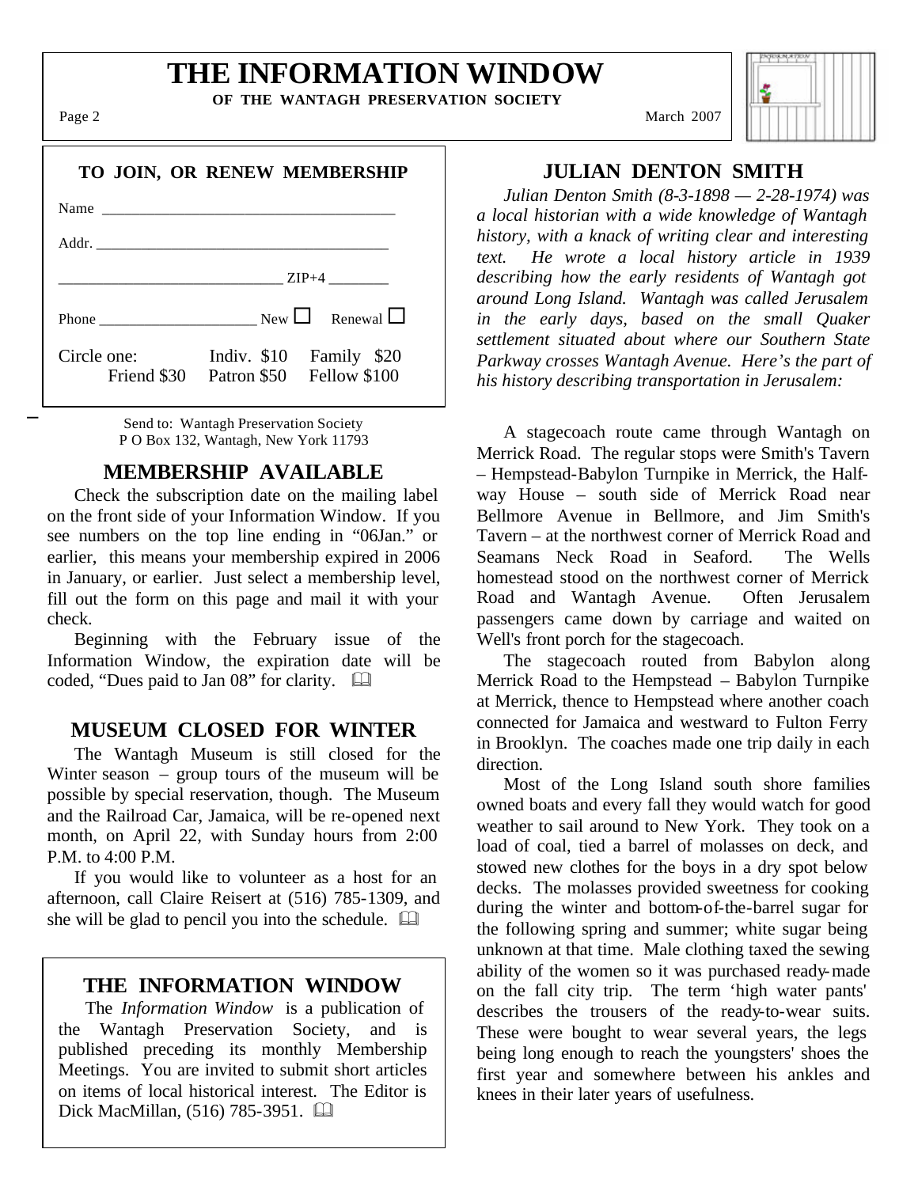# THE INFORMATION WINDOW

**OF THE WANTAGH PRESERVATION SOCIETY**

March 2007

## TO JOIN, OR RENEW MEMBERSHIP

Name ______________________________________

Addr. ______________________________________

____________________________ ZIP+4 ________

Phone ____________________ New ☐ Renewal ☐

Circle one: Indiv. $10 Family $20
Friend $30 Patron $50 Fellow $100

Send to: Wantagh Preservation Society
P O Box 132, Wantagh, New York 11793

## MEMBERSHIP AVAILABLE

Check the subscription date on the mailing label on the front side of your Information Window. If you see numbers on the top line ending in "06Jan." or earlier, this means your membership expired in 2006 in January, or earlier. Just select a membership level, fill out the form on this page and mail it with your check.

Beginning with the February issue of the Information Window, the expiration date will be coded, "Dues paid to Jan 08" for clarity. 🕮

## MUSEUM CLOSED FOR WINTER

The Wantagh Museum is still closed for the Winter season – group tours of the museum will be possible by special reservation, though. The Museum and the Railroad Car, Jamaica, will be re-opened next month, on April 22, with Sunday hours from 2:00 P.M. to 4:00 P.M.

If you would like to volunteer as a host for an afternoon, call Claire Reisert at (516) 785-1309, and she will be glad to pencil you into the schedule. 🕮

## THE INFORMATION WINDOW

The *Information Window* is a publication of the Wantagh Preservation Society, and is published preceding its monthly Membership Meetings. You are invited to submit short articles on items of local historical interest. The Editor is Dick MacMillan, (516) 785-3951. 🕮

## JULIAN DENTON SMITH

*Julian Denton Smith (8-3-1898 — 2-28-1974) was a local historian with a wide knowledge of Wantagh history, with a knack of writing clear and interesting text. He wrote a local history article in 1939 describing how the early residents of Wantagh got around Long Island. Wantagh was called Jerusalem in the early days, based on the small Quaker settlement situated about where our Southern State Parkway crosses Wantagh Avenue. Here's the part of his history describing transportation in Jerusalem:*

A stagecoach route came through Wantagh on Merrick Road. The regular stops were Smith's Tavern – Hempstead-Babylon Turnpike in Merrick, the Half-way House – south side of Merrick Road near Bellmore Avenue in Bellmore, and Jim Smith's Tavern – at the northwest corner of Merrick Road and Seamans Neck Road in Seaford. The Wells homestead stood on the northwest corner of Merrick Road and Wantagh Avenue. Often Jerusalem passengers came down by carriage and waited on Well's front porch for the stagecoach.

The stagecoach routed from Babylon along Merrick Road to the Hempstead – Babylon Turnpike at Merrick, thence to Hempstead where another coach connected for Jamaica and westward to Fulton Ferry in Brooklyn. The coaches made one trip daily in each direction.

Most of the Long Island south shore families owned boats and every fall they would watch for good weather to sail around to New York. They took on a load of coal, tied a barrel of molasses on deck, and stowed new clothes for the boys in a dry spot below decks. The molasses provided sweetness for cooking during the winter and bottom-of-the-barrel sugar for the following spring and summer; white sugar being unknown at that time. Male clothing taxed the sewing ability of the women so it was purchased ready-made on the fall city trip. The term 'high water pants' describes the trousers of the ready-to-wear suits. These were bought to wear several years, the legs being long enough to reach the youngsters' shoes the first year and somewhere between his ankles and knees in their later years of usefulness.